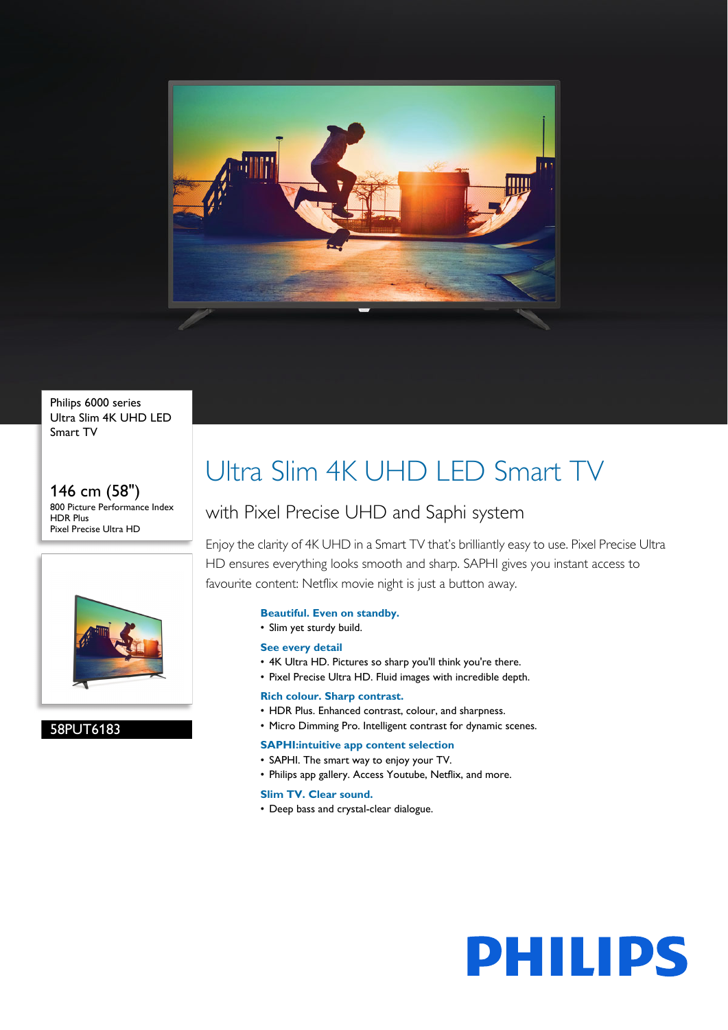Philips 6000 series
Ultra Slim 4K UHD LED
Smart TV

146 cm (58")
800 Picture Performance Index
HDR Plus
Pixel Precise Ultra HD

58PUT6183

# Ultra Slim 4K UHD LED Smart TV

## with Pixel Precise UHD and Saphi system

Enjoy the clarity of 4K UHD in a Smart TV that's brilliantly easy to use. Pixel Precise Ultra HD ensures everything looks smooth and sharp. SAPHI gives you instant access to favourite content: Netflix movie night is just a button away.

**Beautiful. Even on standby.**
- Slim yet sturdy build.

**See every detail**
- 4K Ultra HD. Pictures so sharp you'll think you're there.
- Pixel Precise Ultra HD. Fluid images with incredible depth.

**Rich colour. Sharp contrast.**
- HDR Plus. Enhanced contrast, colour, and sharpness.
- Micro Dimming Pro. Intelligent contrast for dynamic scenes.

**SAPHI:intuitive app content selection**
- SAPHI. The smart way to enjoy your TV.
- Philips app gallery. Access Youtube, Netflix, and more.

**Slim TV. Clear sound.**
- Deep bass and crystal-clear dialogue.

PHILIPS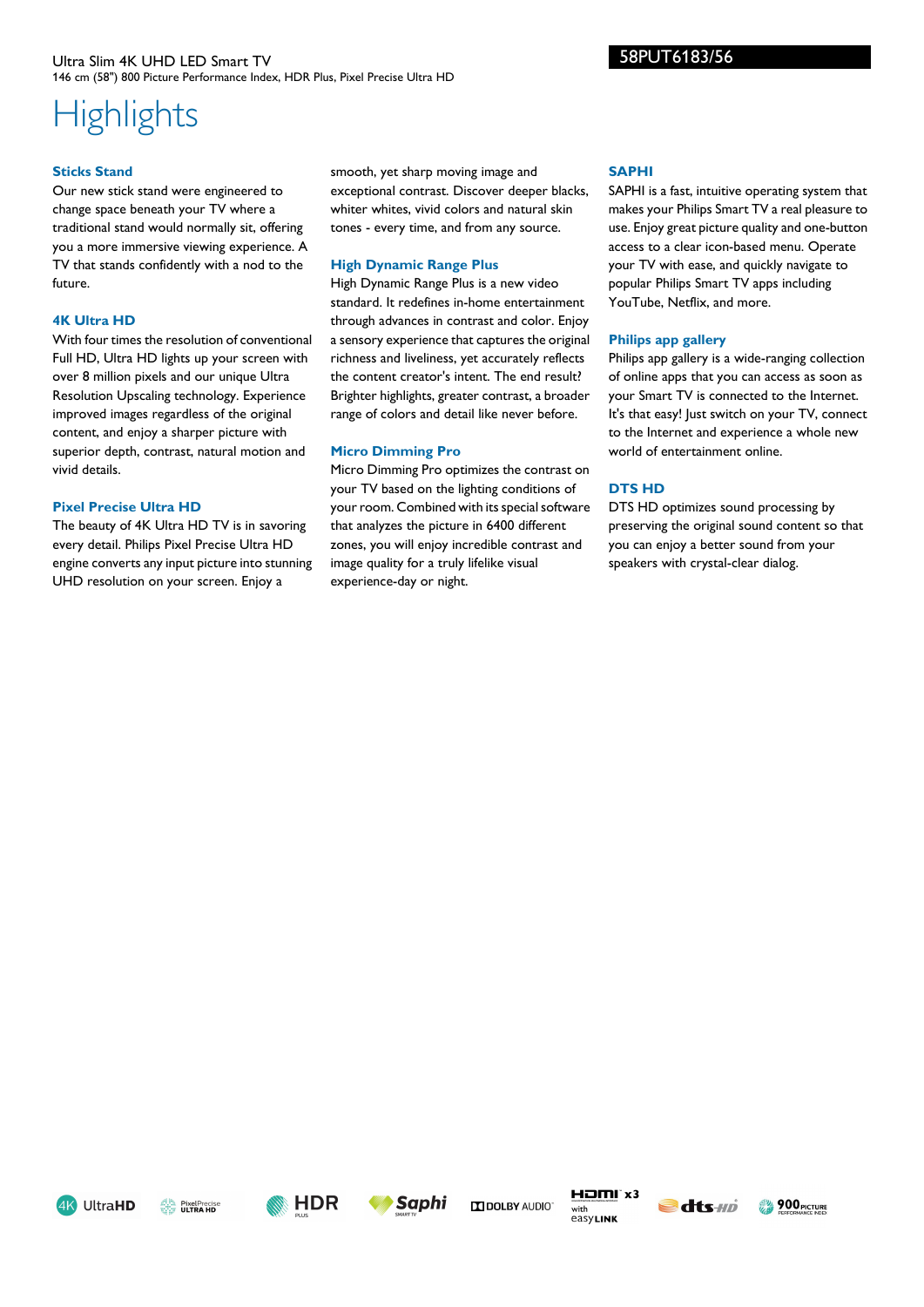Ultra Slim 4K UHD LED Smart TV
146 cm (58") 800 Picture Performance Index, HDR Plus, Pixel Precise Ultra HD

58PUT6183/56

# Highlights

### Sticks Stand

Our new stick stand were engineered to change space beneath your TV where a traditional stand would normally sit, offering you a more immersive viewing experience. A TV that stands confidently with a nod to the future.

### 4K Ultra HD

With four times the resolution of conventional Full HD, Ultra HD lights up your screen with over 8 million pixels and our unique Ultra Resolution Upscaling technology. Experience improved images regardless of the original content, and enjoy a sharper picture with superior depth, contrast, natural motion and vivid details.

### Pixel Precise Ultra HD

The beauty of 4K Ultra HD TV is in savoring every detail. Philips Pixel Precise Ultra HD engine converts any input picture into stunning UHD resolution on your screen. Enjoy a smooth, yet sharp moving image and exceptional contrast. Discover deeper blacks, whiter whites, vivid colors and natural skin tones - every time, and from any source.

### High Dynamic Range Plus

High Dynamic Range Plus is a new video standard. It redefines in-home entertainment through advances in contrast and color. Enjoy a sensory experience that captures the original richness and liveliness, yet accurately reflects the content creator's intent. The end result? Brighter highlights, greater contrast, a broader range of colors and detail like never before.

### Micro Dimming Pro

Micro Dimming Pro optimizes the contrast on your TV based on the lighting conditions of your room. Combined with its special software that analyzes the picture in 6400 different zones, you will enjoy incredible contrast and image quality for a truly lifelike visual experience-day or night.

### SAPHI

SAPHI is a fast, intuitive operating system that makes your Philips Smart TV a real pleasure to use. Enjoy great picture quality and one-button access to a clear icon-based menu. Operate your TV with ease, and quickly navigate to popular Philips Smart TV apps including YouTube, Netflix, and more.

### Philips app gallery

Philips app gallery is a wide-ranging collection of online apps that you can access as soon as your Smart TV is connected to the Internet. It's that easy! Just switch on your TV, connect to the Internet and experience a whole new world of entertainment online.

### DTS HD

DTS HD optimizes sound processing by preserving the original sound content so that you can enjoy a better sound from your speakers with crystal-clear dialog.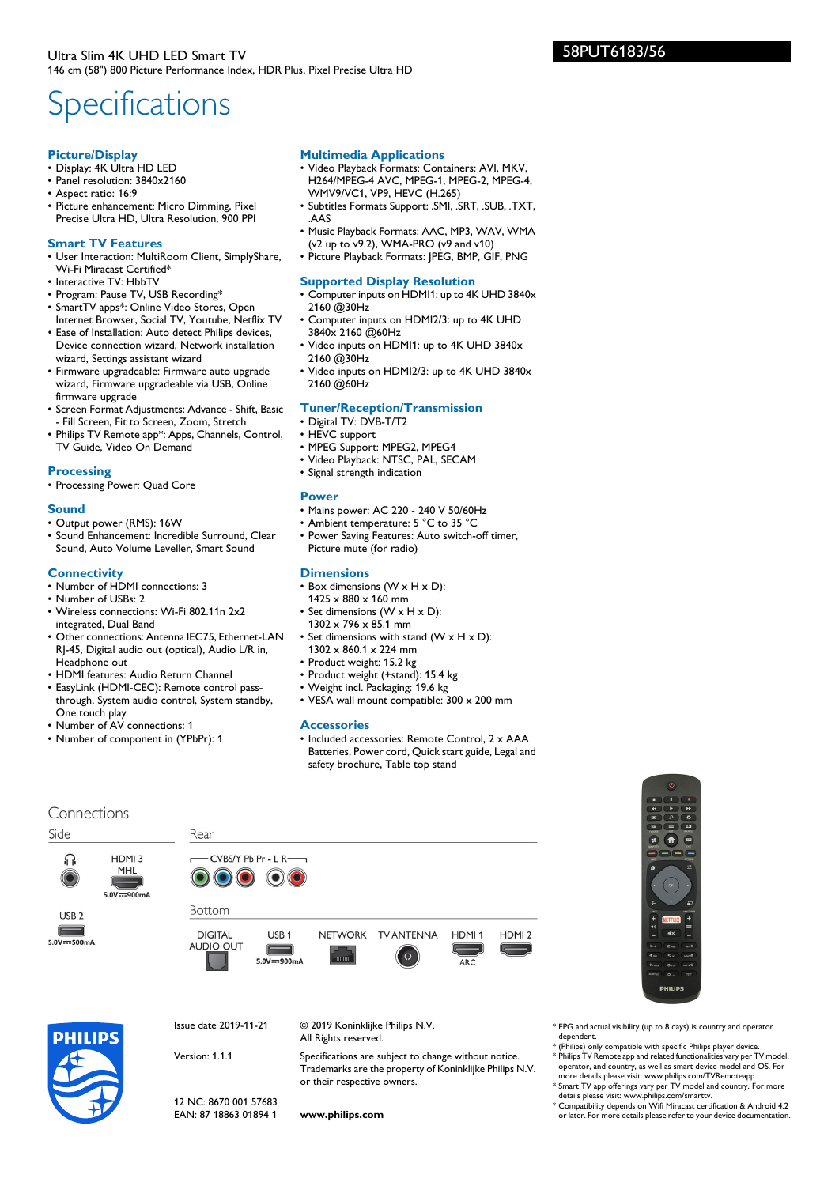Ultra Slim 4K UHD LED Smart TV

146 cm (58") 800 Picture Performance Index, HDR Plus, Pixel Precise Ultra HD

58PUT6183/56

# Specifications

## Picture/Display
- Display: 4K Ultra HD LED
- Panel resolution: 3840x2160
- Aspect ratio: 16:9
- Picture enhancement: Micro Dimming, Pixel Precise Ultra HD, Ultra Resolution, 900 PPI

## Smart TV Features
- User Interaction: MultiRoom Client, SimplyShare, Wi-Fi Miracast Certified*
- Interactive TV: HbbTV
- Program: Pause TV, USB Recording*
- SmartTV apps*: Online Video Stores, Open Internet Browser, Social TV, Youtube, Netflix TV
- Ease of Installation: Auto detect Philips devices, Device connection wizard, Network installation wizard, Settings assistant wizard
- Firmware upgradeable: Firmware auto upgrade wizard, Firmware upgradeable via USB, Online firmware upgrade
- Screen Format Adjustments: Advance - Shift, Basic - Fill Screen, Fit to Screen, Zoom, Stretch
- Philips TV Remote app*: Apps, Channels, Control, TV Guide, Video On Demand

## Processing
- Processing Power: Quad Core

## Sound
- Output power (RMS): 16W
- Sound Enhancement: Incredible Surround, Clear Sound, Auto Volume Leveller, Smart Sound

## Connectivity
- Number of HDMI connections: 3
- Number of USBs: 2
- Wireless connections: Wi-Fi 802.11n 2x2 integrated, Dual Band
- Other connections: Antenna IEC75, Ethernet-LAN RJ-45, Digital audio out (optical), Audio L/R in, Headphone out
- HDMI features: Audio Return Channel
- EasyLink (HDMI-CEC): Remote control pass-through, System audio control, System standby, One touch play
- Number of AV connections: 1
- Number of component in (YPbPr): 1

## Multimedia Applications
- Video Playback Formats: Containers: AVI, MKV, H264/MPEG-4 AVC, MPEG-1, MPEG-2, MPEG-4, WMV9/VC1, VP9, HEVC (H.265)
- Subtitles Formats Support: .SMI, .SRT, .SUB, .TXT, .AAS
- Music Playback Formats: AAC, MP3, WAV, WMA (v2 up to v9.2), WMA-PRO (v9 and v10)
- Picture Playback Formats: JPEG, BMP, GIF, PNG

## Supported Display Resolution
- Computer inputs on HDMI1: up to 4K UHD 3840x 2160 @30Hz
- Computer inputs on HDMI2/3: up to 4K UHD 3840x 2160 @60Hz
- Video inputs on HDMI1: up to 4K UHD 3840x 2160 @30Hz
- Video inputs on HDMI2/3: up to 4K UHD 3840x 2160 @60Hz

## Tuner/Reception/Transmission
- Digital TV: DVB-T/T2
- HEVC support
- MPEG Support: MPEG2, MPEG4
- Video Playback: NTSC, PAL, SECAM
- Signal strength indication

## Power
- Mains power: AC 220 - 240 V 50/60Hz
- Ambient temperature: 5 °C to 35 °C
- Power Saving Features: Auto switch-off timer, Picture mute (for radio)

## Dimensions
- Box dimensions (W x H x D): 1425 x 880 x 160 mm
- Set dimensions (W x H x D): 1302 x 796 x 85.1 mm
- Set dimensions with stand (W x H x D): 1302 x 860.1 x 224 mm
- Product weight: 15.2 kg
- Product weight (+stand): 15.4 kg
- Weight incl. Packaging: 19.6 kg
- VESA wall mount compatible: 300 x 200 mm

## Accessories
- Included accessories: Remote Control, 2 x AAA Batteries, Power cord, Quick start guide, Legal and safety brochure, Table top stand

## Connections

Side

HDMI 3
MHL
5.0V⎓900mA

USB 2
5.0V⎓500mA

Rear

CVBS/Y Pb Pr - L R

Bottom

DIGITAL AUDIO OUT

USB 1
5.0V⎓900mA

NETWORK

TV ANTENNA

HDMI 1
ARC

HDMI 2

Issue date 2019-11-21

Version: 1.1.1

12 NC: 8670 001 57683
EAN: 87 18863 01894 1

© 2019 Koninklijke Philips N.V.
All Rights reserved.

Specifications are subject to change without notice. Trademarks are the property of Koninklijke Philips N.V. or their respective owners.

www.philips.com

\* EPG and actual visibility (up to 8 days) is country and operator dependent.
\* (Philips) only compatible with specific Philips player device.
\* Philips TV Remote app and related functionalities vary per TV model, operator, and country, as well as smart device model and OS. For more details please visit: www.philips.com/TVRemoteapp.
\* Smart TV app offerings vary per TV model and country. For more details please visit: www.philips.com/smarttv.
\* Compatibility depends on Wifi Miracast certification & Android 4.2 or later. For more details please refer to your device documentation.